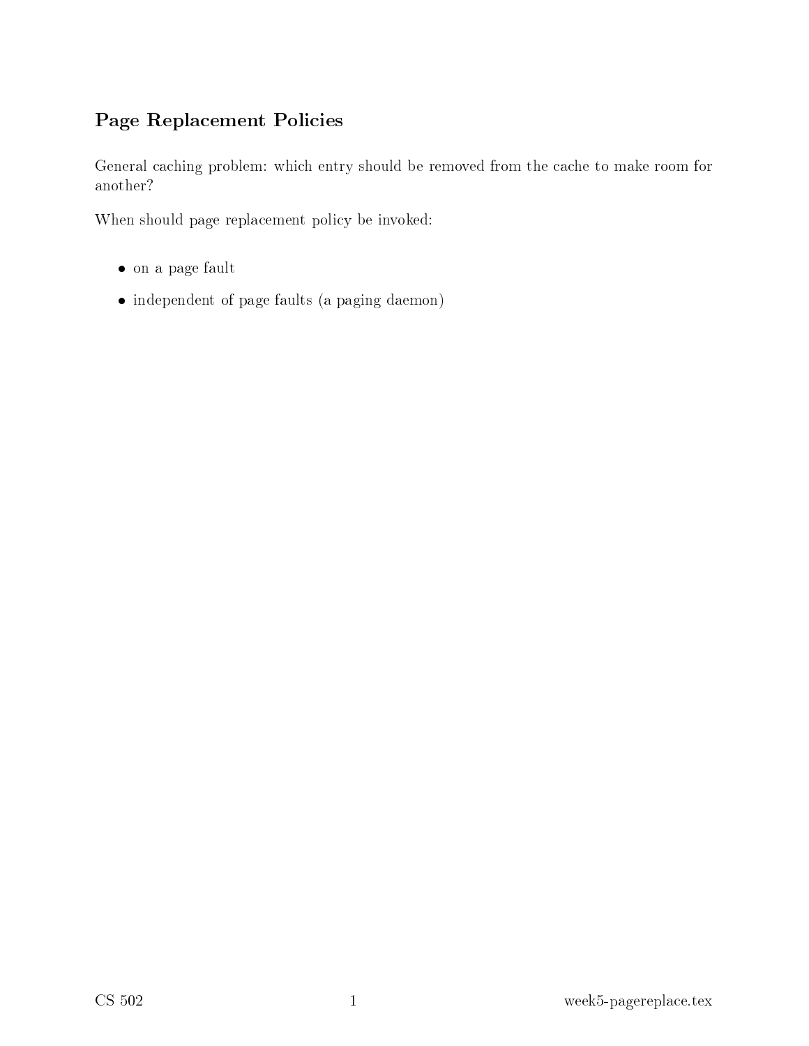# Page Replacement Policies

General caching problem: which entry should be removed from the cache to make room for another?

When should page replacement policy be invoked:

- on a page fault
- independent of page faults (a paging daemon)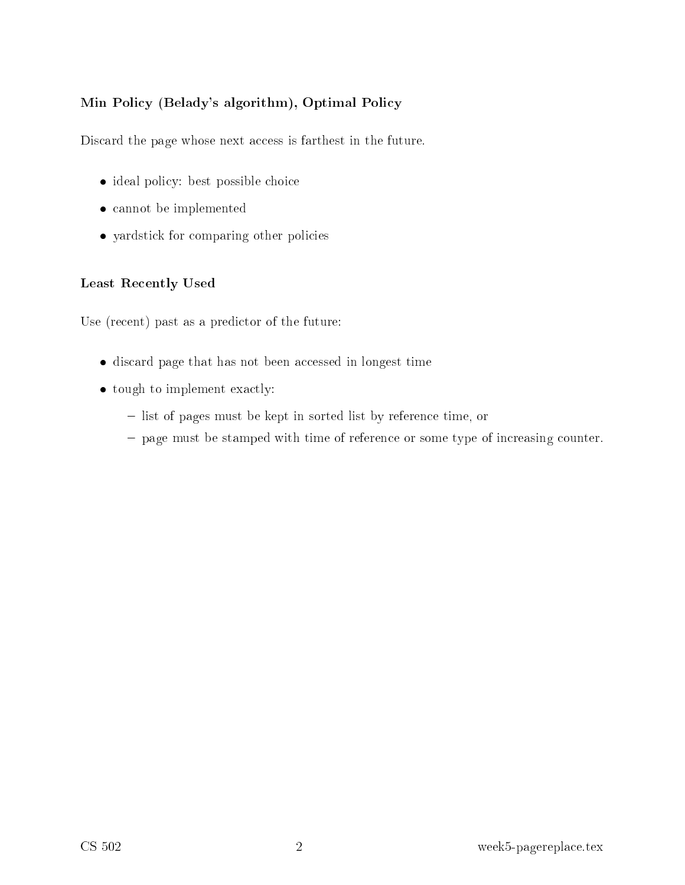### Min Policy (Belady's algorithm), Optimal Policy

Discard the page whose next access is farthest in the future.

- ideal policy: best possible choice
- cannot be implemented
- yardstick for comparing other policies

### Least Recently Used

Use (recent) past as a predictor of the future:

- discard page that has not been accessed in longest time
- tough to implement exactly:
  - list of pages must be kept in sorted list by reference time, or
  - page must be stamped with time of reference or some type of increasing counter.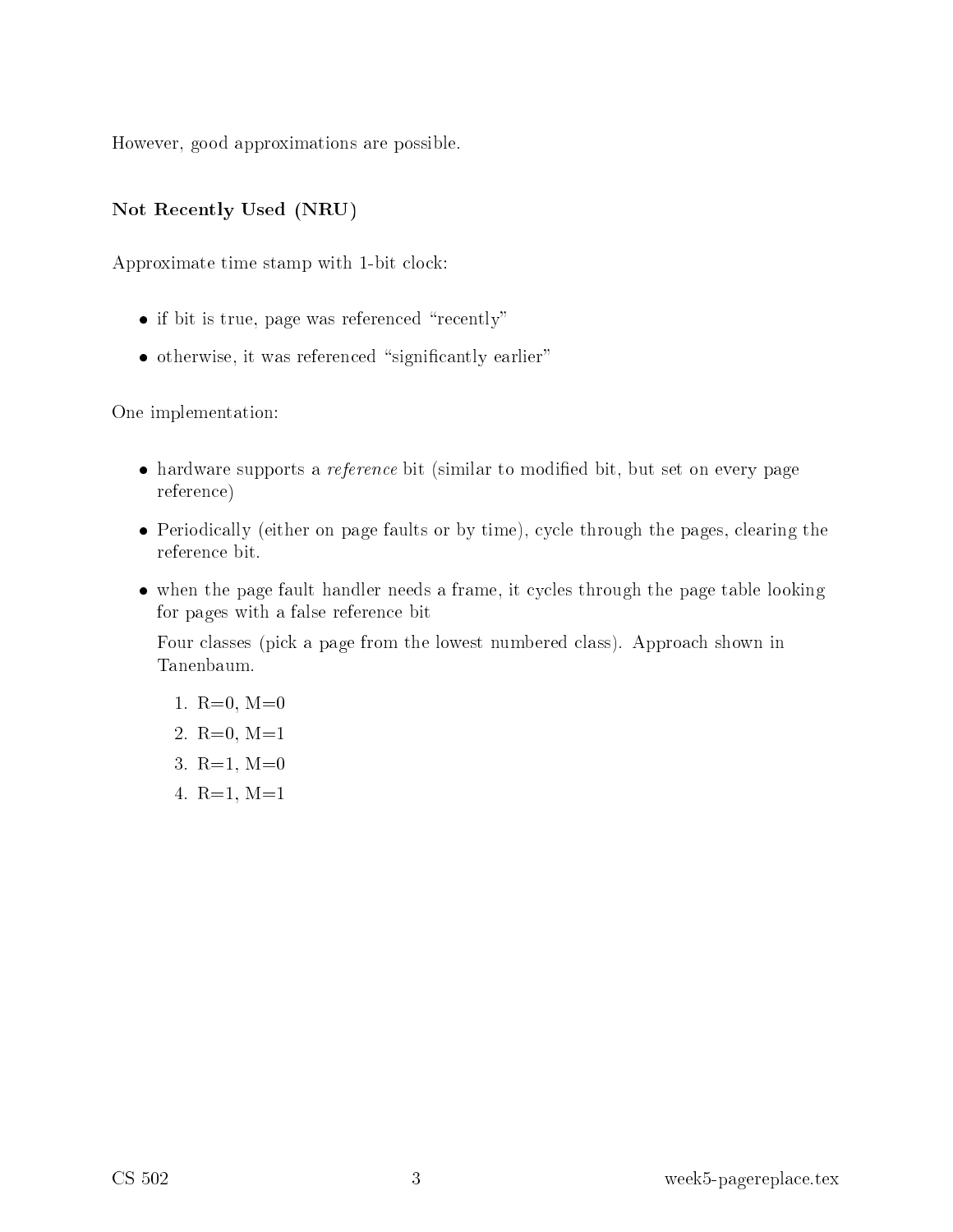However, good approximations are possible.

**Not Recently Used (NRU)**

Approximate time stamp with 1-bit clock:

- if bit is true, page was referenced "recently"
- otherwise, it was referenced "significantly earlier"

One implementation:

- hardware supports a *reference* bit (similar to modified bit, but set on every page reference)
- Periodically (either on page faults or by time), cycle through the pages, clearing the reference bit.
- when the page fault handler needs a frame, it cycles through the page table looking for pages with a false reference bit

  Four classes (pick a page from the lowest numbered class). Approach shown in Tanenbaum.

  1. R=0, M=0
  2. R=0, M=1
  3. R=1, M=0
  4. R=1, M=1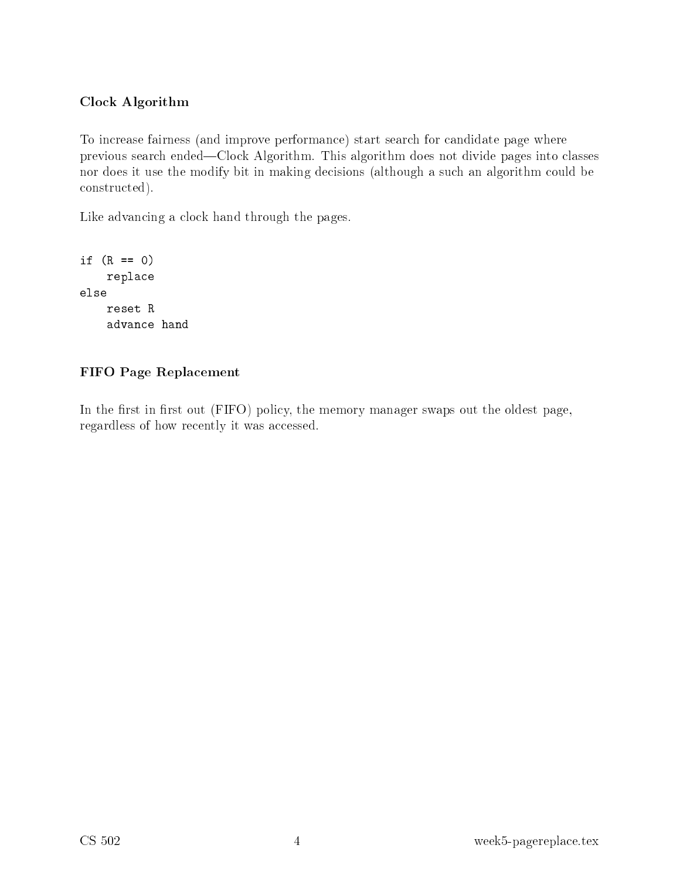### Clock Algorithm

To increase fairness (and improve performance) start search for candidate page where previous search ended—Clock Algorithm. This algorithm does not divide pages into classes nor does it use the modify bit in making decisions (although a such an algorithm could be constructed).

Like advancing a clock hand through the pages.

```
if (R == 0)
    replace
else
    reset R
    advance hand
```

### FIFO Page Replacement

In the first in first out (FIFO) policy, the memory manager swaps out the oldest page, regardless of how recently it was accessed.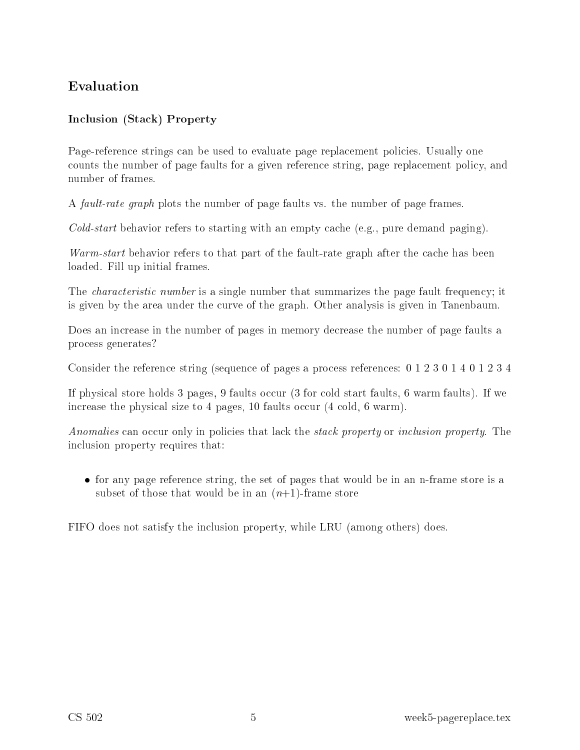## Evaluation

### Inclusion (Stack) Property

Page-reference strings can be used to evaluate page replacement policies. Usually one counts the number of page faults for a given reference string, page replacement policy, and number of frames.

A *fault-rate graph* plots the number of page faults vs. the number of page frames.

*Cold-start* behavior refers to starting with an empty cache (e.g., pure demand paging).

*Warm-start* behavior refers to that part of the fault-rate graph after the cache has been loaded. Fill up initial frames.

The *characteristic number* is a single number that summarizes the page fault frequency; it is given by the area under the curve of the graph. Other analysis is given in Tanenbaum.

Does an increase in the number of pages in memory decrease the number of page faults a process generates?

Consider the reference string (sequence of pages a process references: 0 1 2 3 0 1 4 0 1 2 3 4

If physical store holds 3 pages, 9 faults occur (3 for cold start faults, 6 warm faults). If we increase the physical size to 4 pages, 10 faults occur (4 cold, 6 warm).

*Anomalies* can occur only in policies that lack the *stack property* or *inclusion property*. The inclusion property requires that:

- for any page reference string, the set of pages that would be in an n-frame store is a subset of those that would be in an $(n+1)$-frame store

FIFO does not satisfy the inclusion property, while LRU (among others) does.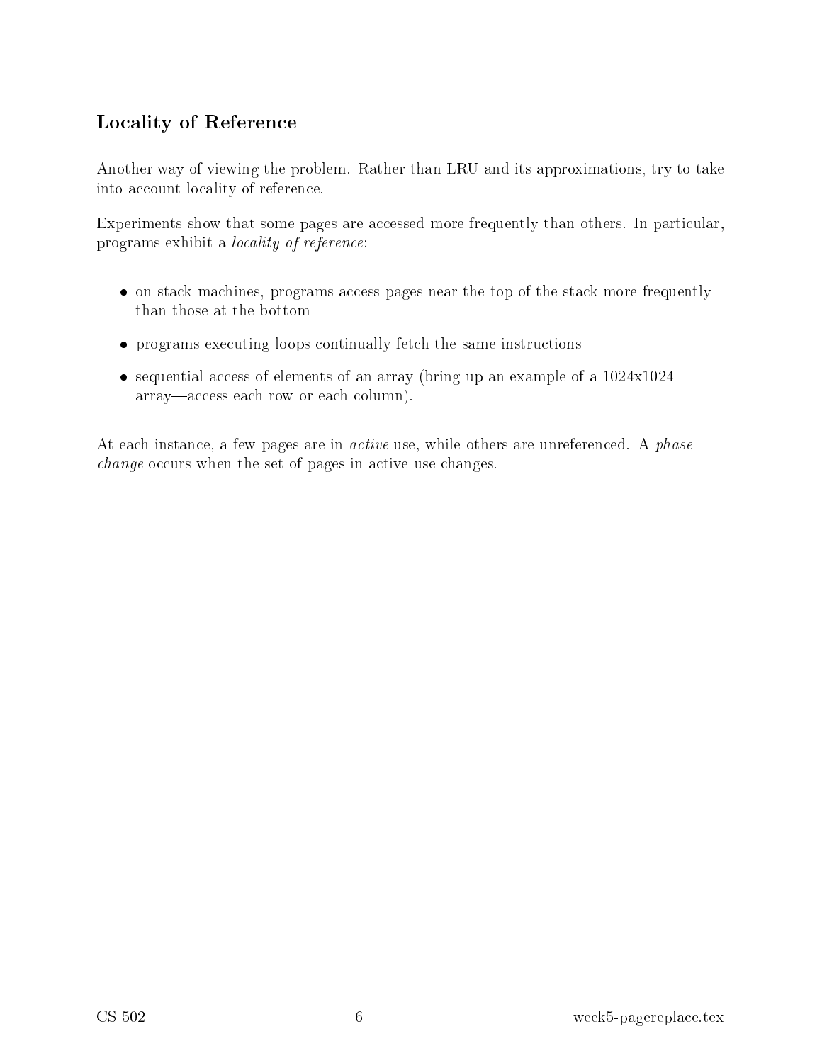## Locality of Reference

Another way of viewing the problem. Rather than LRU and its approximations, try to take into account locality of reference.

Experiments show that some pages are accessed more frequently than others. In particular, programs exhibit a *locality of reference*:

- on stack machines, programs access pages near the top of the stack more frequently than those at the bottom
- programs executing loops continually fetch the same instructions
- sequential access of elements of an array (bring up an example of a 1024x1024 array—access each row or each column).

At each instance, a few pages are in *active* use, while others are unreferenced. A *phase change* occurs when the set of pages in active use changes.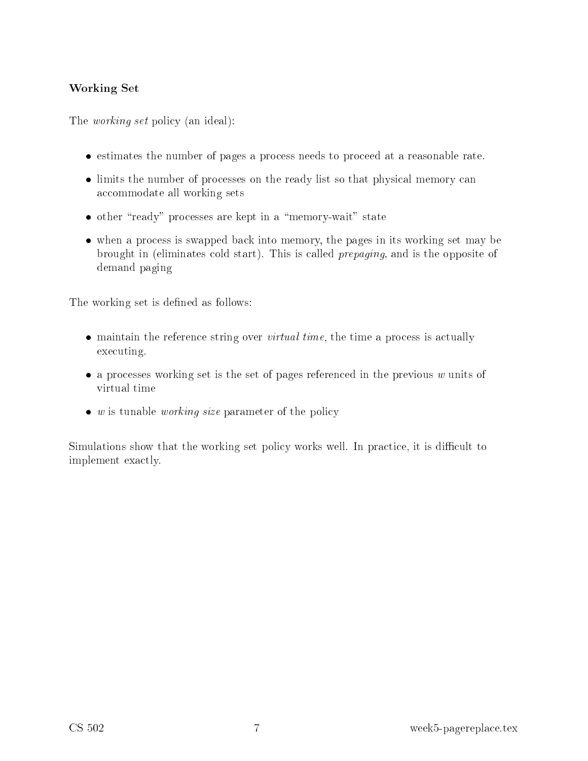## Working Set

The *working set* policy (an ideal):

- estimates the number of pages a process needs to proceed at a reasonable rate.
- limits the number of processes on the ready list so that physical memory can accommodate all working sets
- other "ready" processes are kept in a "memory-wait" state
- when a process is swapped back into memory, the pages in its working set may be brought in (eliminates cold start). This is called *prepaging*, and is the opposite of demand paging

The working set is defined as follows:

- maintain the reference string over *virtual time*, the time a process is actually executing.
- a processes working set is the set of pages referenced in the previous $w$ units of virtual time
- $w$ is tunable *working size* parameter of the policy

Simulations show that the working set policy works well. In practice, it is difficult to implement exactly.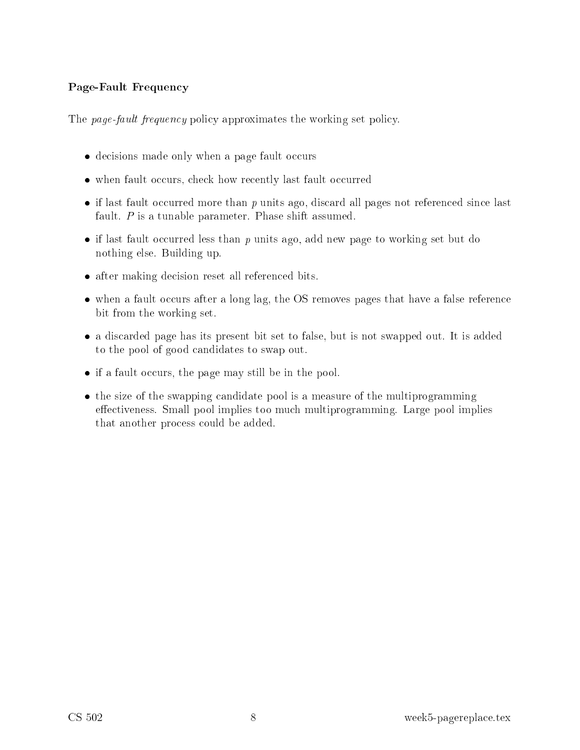**Page-Fault Frequency**

The *page-fault frequency* policy approximates the working set policy.

- decisions made only when a page fault occurs
- when fault occurs, check how recently last fault occurred
- if last fault occurred more than $p$ units ago, discard all pages not referenced since last fault. $P$ is a tunable parameter. Phase shift assumed.
- if last fault occurred less than $p$ units ago, add new page to working set but do nothing else. Building up.
- after making decision reset all referenced bits.
- when a fault occurs after a long lag, the OS removes pages that have a false reference bit from the working set.
- a discarded page has its present bit set to false, but is not swapped out. It is added to the pool of good candidates to swap out.
- if a fault occurs, the page may still be in the pool.
- the size of the swapping candidate pool is a measure of the multiprogramming effectiveness. Small pool implies too much multiprogramming. Large pool implies that another process could be added.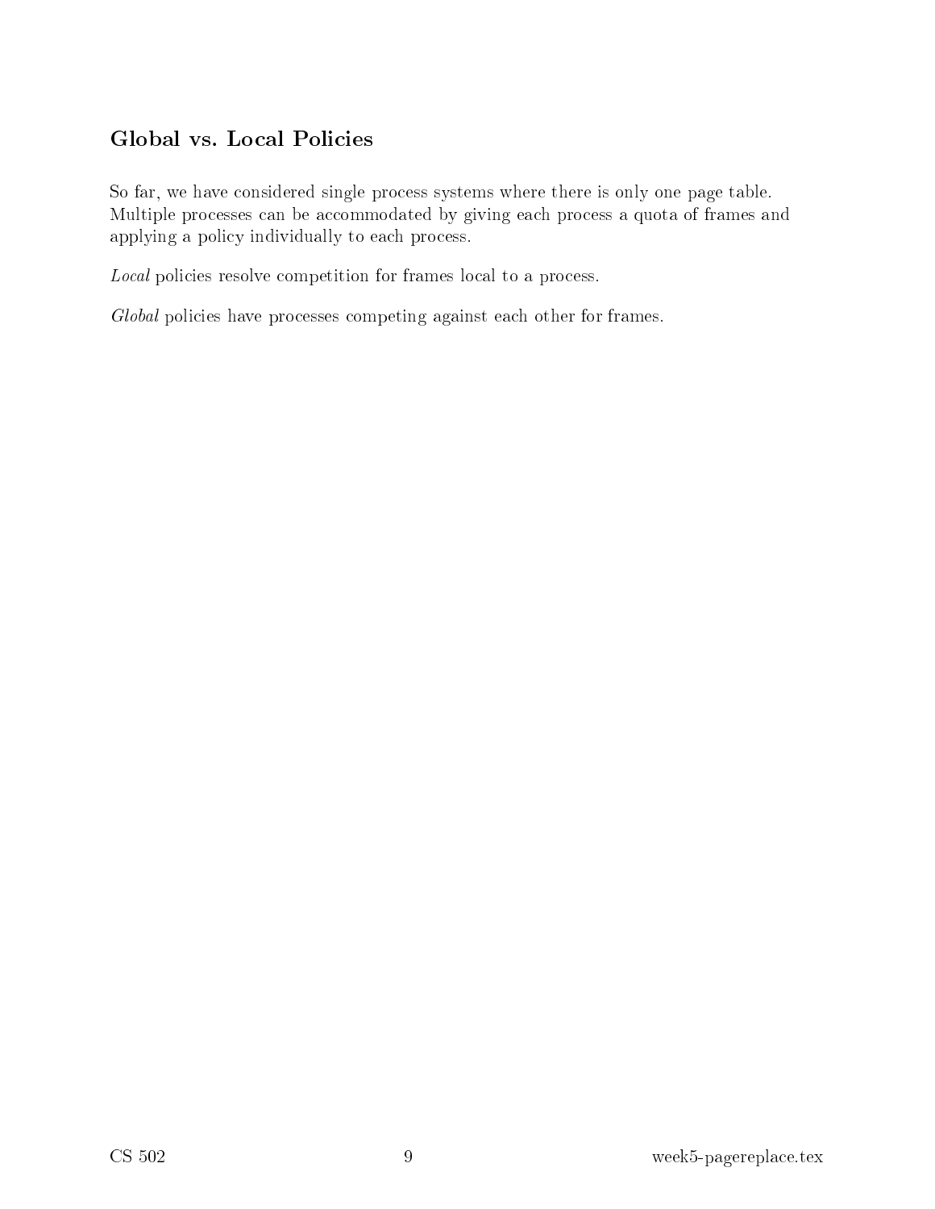## Global vs. Local Policies

So far, we have considered single process systems where there is only one page table. Multiple processes can be accommodated by giving each process a quota of frames and applying a policy individually to each process.

*Local* policies resolve competition for frames local to a process.

*Global* policies have processes competing against each other for frames.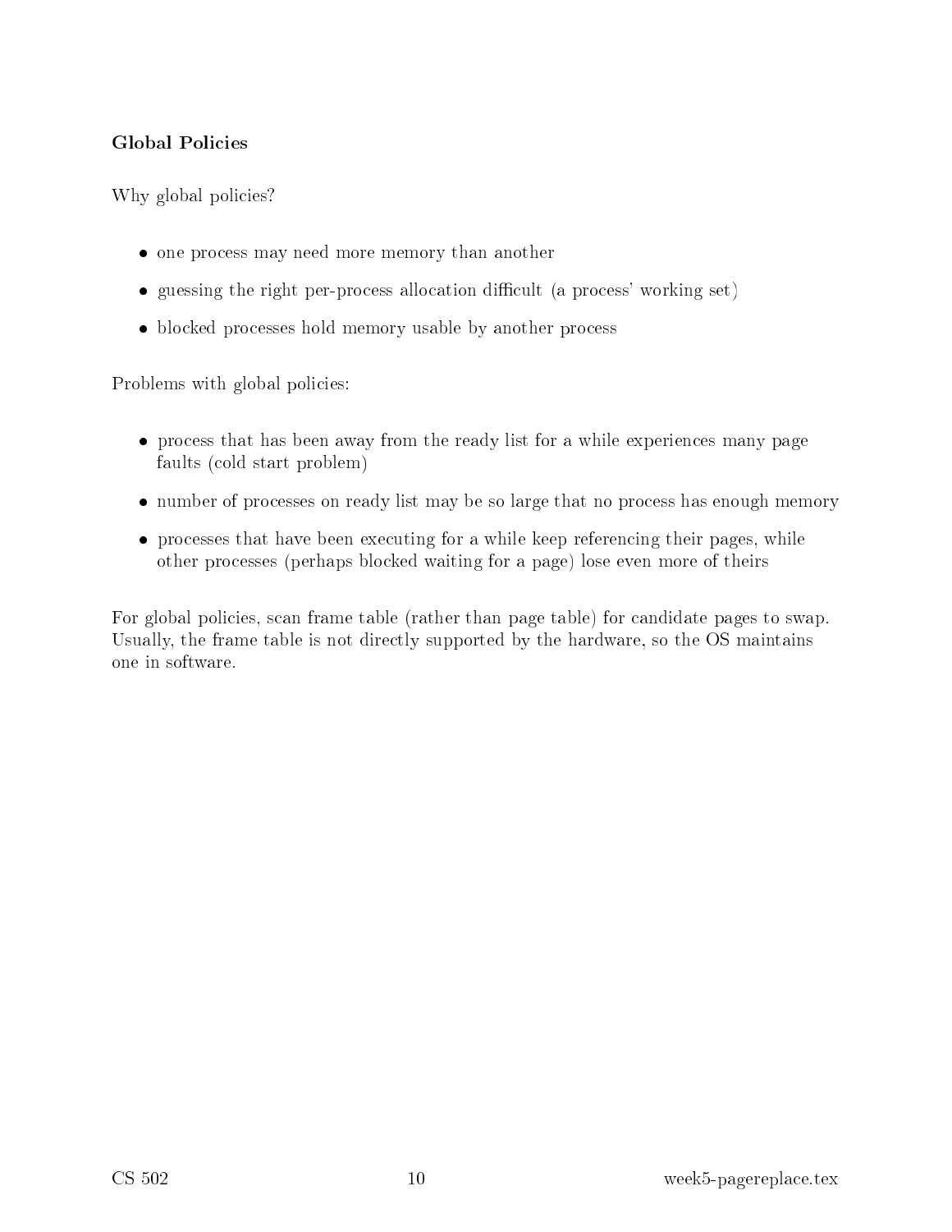**Global Policies**

Why global policies?

- one process may need more memory than another
- guessing the right per-process allocation difficult (a process' working set)
- blocked processes hold memory usable by another process

Problems with global policies:

- process that has been away from the ready list for a while experiences many page faults (cold start problem)
- number of processes on ready list may be so large that no process has enough memory
- processes that have been executing for a while keep referencing their pages, while other processes (perhaps blocked waiting for a page) lose even more of theirs

For global policies, scan frame table (rather than page table) for candidate pages to swap. Usually, the frame table is not directly supported by the hardware, so the OS maintains one in software.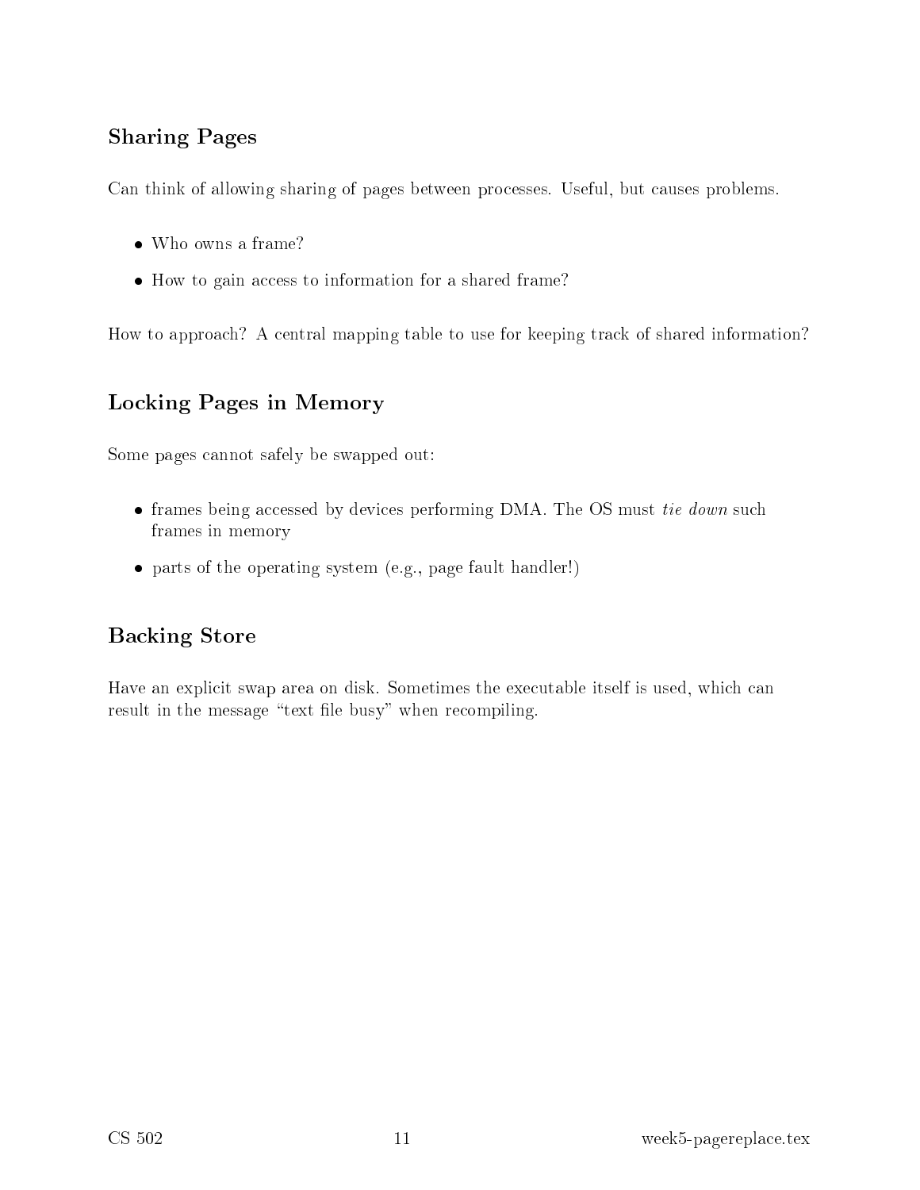## Sharing Pages

Can think of allowing sharing of pages between processes. Useful, but causes problems.

- Who owns a frame?
- How to gain access to information for a shared frame?

How to approach? A central mapping table to use for keeping track of shared information?

## Locking Pages in Memory

Some pages cannot safely be swapped out:

- frames being accessed by devices performing DMA. The OS must *tie down* such frames in memory
- parts of the operating system (e.g., page fault handler!)

## Backing Store

Have an explicit swap area on disk. Sometimes the executable itself is used, which can result in the message "text file busy" when recompiling.